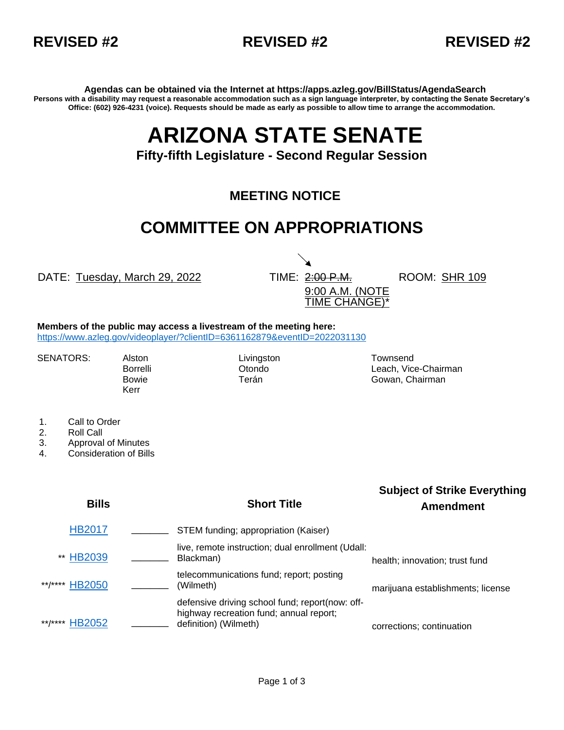**REVISED #2** **REVISED #2** **REVISED #2**

**Agendas can be obtained via the Internet at https://apps.azleg.gov/BillStatus/AgendaSearch**
**Persons with a disability may request a reasonable accommodation such as a sign language interpreter, by contacting the Senate Secretary's Office: (602) 926-4231 (voice). Requests should be made as early as possible to allow time to arrange the accommodation.**

# ARIZONA STATE SENATE

**Fifty-fifth Legislature - Second Regular Session**

## MEETING NOTICE

## COMMITTEE ON APPROPRIATIONS

DATE: Tuesday, March 29, 2022

TIME: ~~2:00 P.M.~~ 9:00 A.M. (NOTE TIME CHANGE)*

ROOM: SHR 109

**Members of the public may access a livestream of the meeting here:**
https://www.azleg.gov/videoplayer/?clientID=6361162879&eventID=2022031130

SENATORS: Alston, Borrelli, Bowie, Kerr, Livingston, Otondo, Terán, Townsend, Leach, Vice-Chairman, Gowan, Chairman

1. Call to Order
2. Roll Call
3. Approval of Minutes
4. Consideration of Bills

| Bills | | Short Title | Subject of Strike Everything Amendment |
|---|---|---|---|
| HB2017 | _______ | STEM funding; appropriation (Kaiser) | |
| ** HB2039 | _______ | live, remote instruction; dual enrollment (Udall: Blackman) | health; innovation; trust fund |
| **/**** HB2050 | _______ | telecommunications fund; report; posting (Wilmeth) | marijuana establishments; license |
| **/**** HB2052 | _______ | defensive driving school fund; report(now: off-highway recreation fund; annual report; definition) (Wilmeth) | corrections; continuation |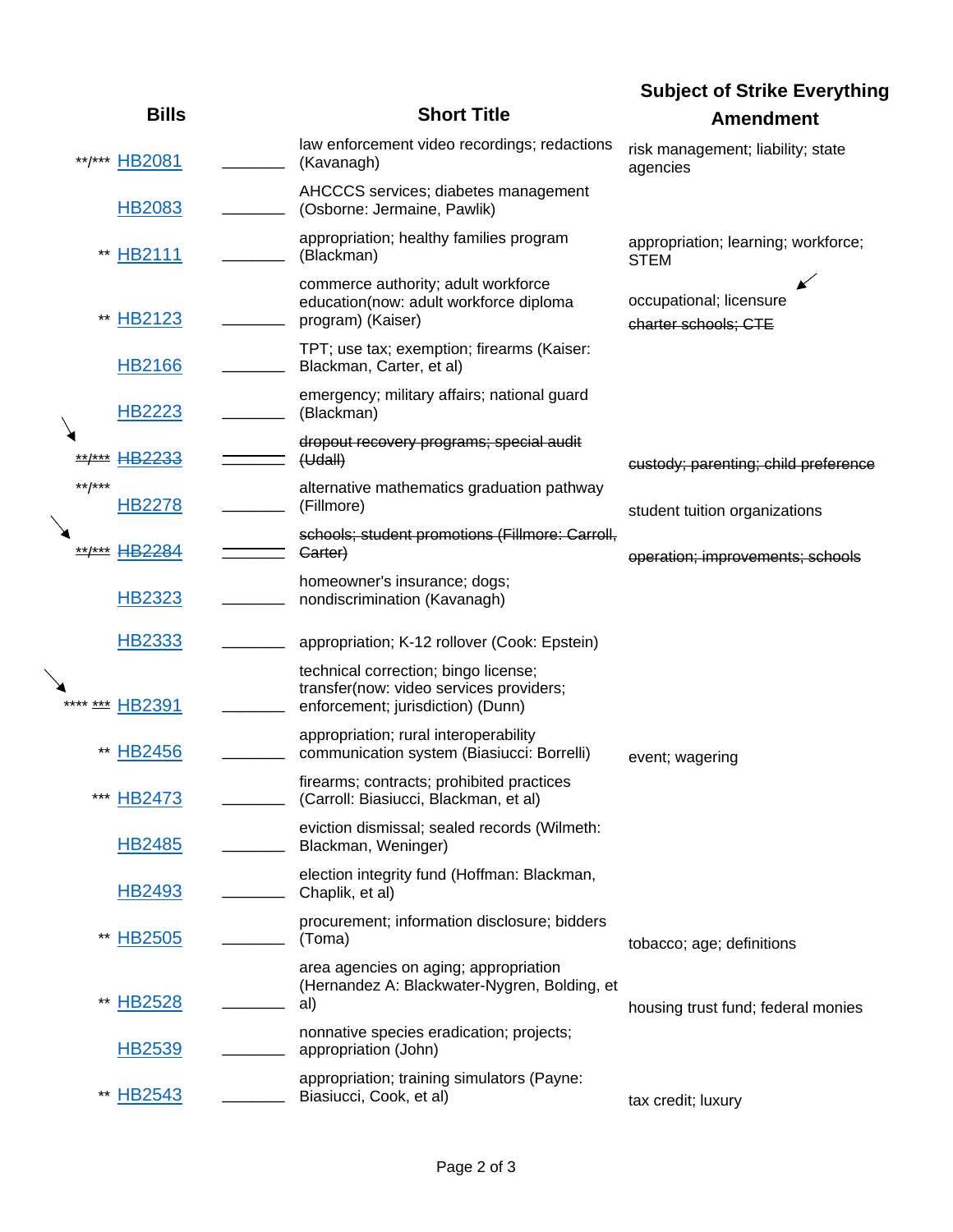| Bills | | Short Title | Subject of Strike Everything Amendment |
|---|---|---|---|
| **/*** HB2081 | ________ | law enforcement video recordings; redactions (Kavanagh) | risk management; liability; state agencies |
| HB2083 | ________ | AHCCCS services; diabetes management (Osborne: Jermaine, Pawlik) | |
| ** HB2111 | ________ | appropriation; healthy families program (Blackman) | appropriation; learning; workforce; STEM |
| ** HB2123 | ________ | commerce authority; adult workforce education(now: adult workforce diploma program) (Kaiser) | occupational; licensure ~~charter schools; CTE~~ |
| HB2166 | ________ | TPT; use tax; exemption; firearms (Kaiser: Blackman, Carter, et al) | |
| HB2223 | ________ | emergency; military affairs; national guard (Blackman) | |
| ~~**/*** HB2233~~ | ________ | ~~dropout recovery programs; special audit (Udall)~~ | ~~custody; parenting; child preference~~ |
| **/*** HB2278 | ________ | alternative mathematics graduation pathway (Fillmore) | student tuition organizations |
| ~~**/*** HB2284~~ | ________ | ~~schools; student promotions (Fillmore: Carroll, Carter)~~ | ~~operation; improvements; schools~~ |
| HB2323 | ________ | homeowner's insurance; dogs; nondiscrimination (Kavanagh) | |
| HB2333 | ________ | appropriation; K-12 rollover (Cook: Epstein) | |
| **** ~~***~~ HB2391 | ________ | technical correction; bingo license; transfer(now: video services providers; enforcement; jurisdiction) (Dunn) | |
| ** HB2456 | ________ | appropriation; rural interoperability communication system (Biasiucci: Borrelli) | event; wagering |
| *** HB2473 | ________ | firearms; contracts; prohibited practices (Carroll: Biasiucci, Blackman, et al) | |
| HB2485 | ________ | eviction dismissal; sealed records (Wilmeth: Blackman, Weninger) | |
| HB2493 | ________ | election integrity fund (Hoffman: Blackman, Chaplik, et al) | |
| ** HB2505 | ________ | procurement; information disclosure; bidders (Toma) | tobacco; age; definitions |
| ** HB2528 | ________ | area agencies on aging; appropriation (Hernandez A: Blackwater-Nygren, Bolding, et al) | housing trust fund; federal monies |
| HB2539 | ________ | nonnative species eradication; projects; appropriation (John) | |
| ** HB2543 | ________ | appropriation; training simulators (Payne: Biasiucci, Cook, et al) | tax credit; luxury |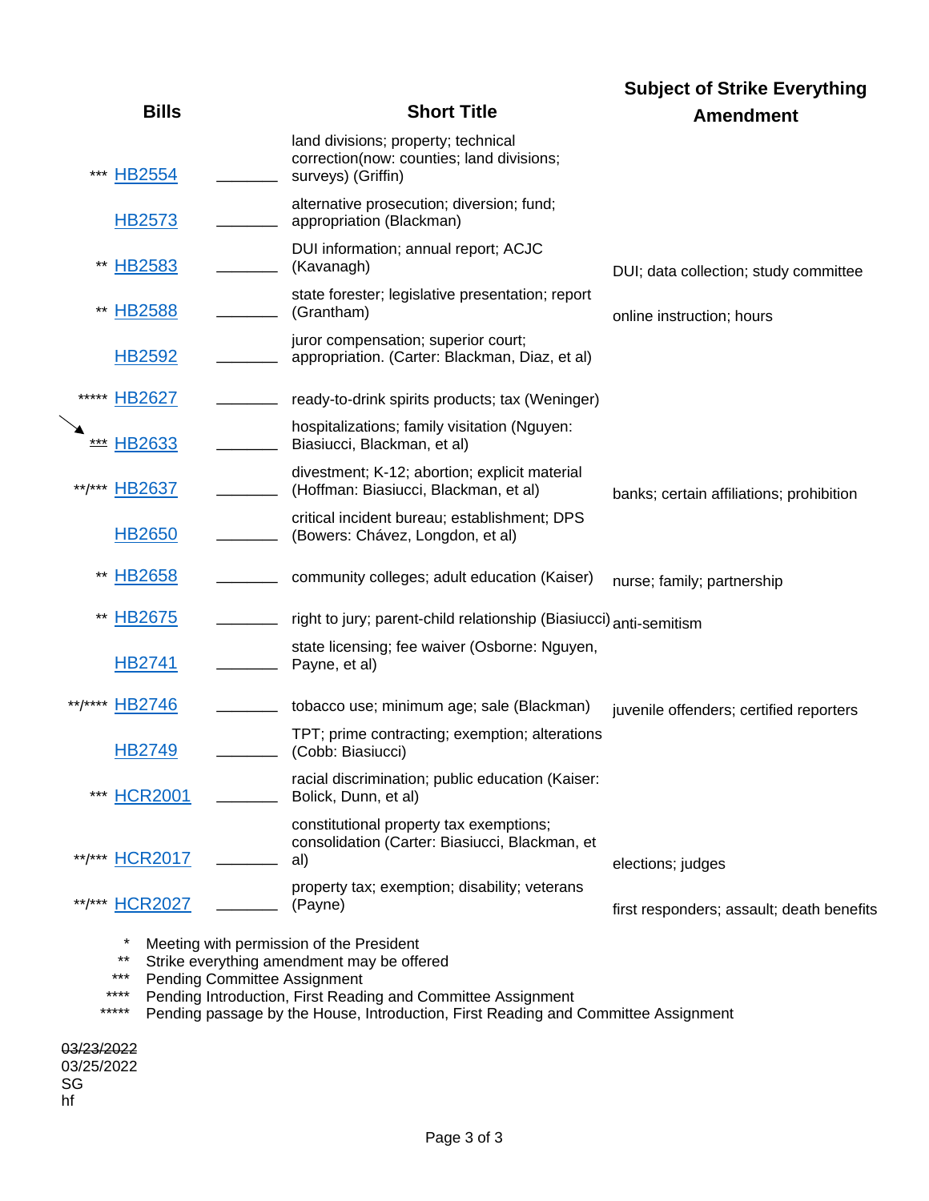| Bills | | Short Title | Subject of Strike Everything Amendment |
|---|---|---|---|
| *** HB2554 | _______ | land divisions; property; technical correction(now: counties; land divisions; surveys) (Griffin) | |
| HB2573 | _______ | alternative prosecution; diversion; fund; appropriation (Blackman) | |
| ** HB2583 | _______ | DUI information; annual report; ACJC (Kavanagh) | DUI; data collection; study committee |
| ** HB2588 | _______ | state forester; legislative presentation; report (Grantham) | online instruction; hours |
| HB2592 | _______ | juror compensation; superior court; appropriation. (Carter: Blackman, Diaz, et al) | |
| ***** HB2627 | _______ | ready-to-drink spirits products; tax (Weninger) | |
| *** HB2633 | _______ | hospitalizations; family visitation (Nguyen: Biasiucci, Blackman, et al) | |
| **/*** HB2637 | _______ | divestment; K-12; abortion; explicit material (Hoffman: Biasiucci, Blackman, et al) | banks; certain affiliations; prohibition |
| HB2650 | _______ | critical incident bureau; establishment; DPS (Bowers: Chávez, Longdon, et al) | |
| ** HB2658 | _______ | community colleges; adult education (Kaiser) | nurse; family; partnership |
| ** HB2675 | _______ | right to jury; parent-child relationship (Biasiucci) | anti-semitism |
| HB2741 | _______ | state licensing; fee waiver (Osborne: Nguyen, Payne, et al) | |
| **/**** HB2746 | _______ | tobacco use; minimum age; sale (Blackman) | juvenile offenders; certified reporters |
| HB2749 | _______ | TPT; prime contracting; exemption; alterations (Cobb: Biasiucci) | |
| *** HCR2001 | _______ | racial discrimination; public education (Kaiser: Bolick, Dunn, et al) | |
| **/*** HCR2017 | _______ | constitutional property tax exemptions; consolidation (Carter: Biasiucci, Blackman, et al) | elections; judges |
| **/*** HCR2027 | _______ | property tax; exemption; disability; veterans (Payne) | first responders; assault; death benefits |

\* Meeting with permission of the President
** Strike everything amendment may be offered
*** Pending Committee Assignment
**** Pending Introduction, First Reading and Committee Assignment
***** Pending passage by the House, Introduction, First Reading and Committee Assignment

~~03/23/2022~~
03/25/2022
SG
hf